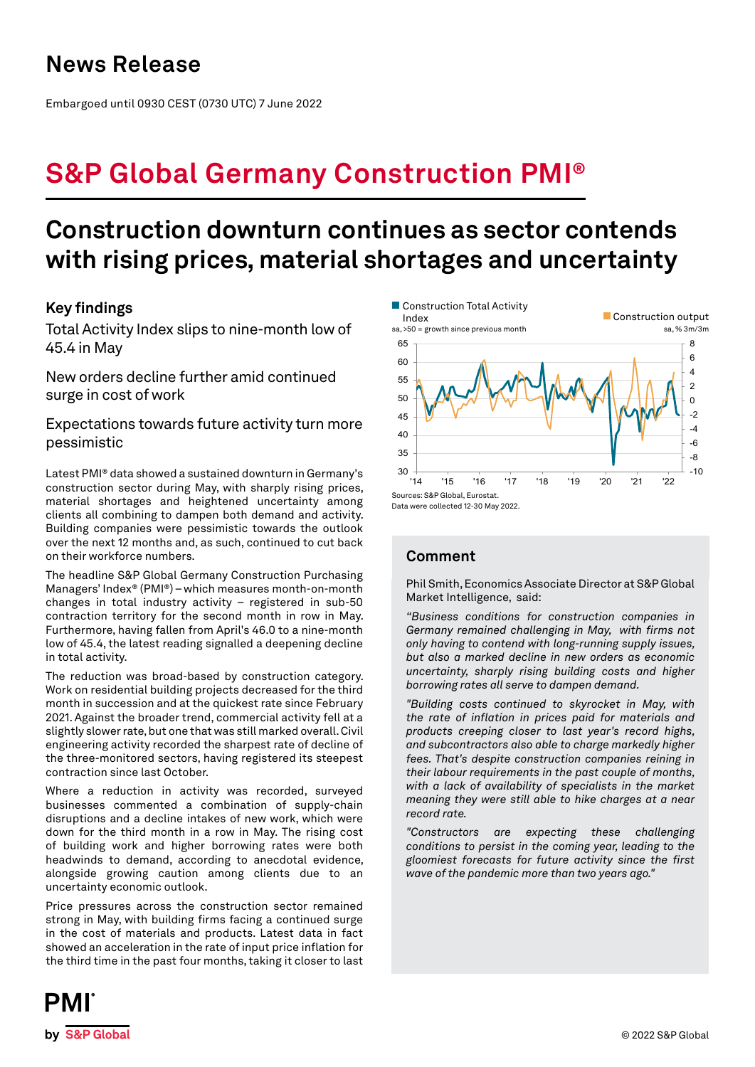# News Release

Embargoed until 0930 CEST (0730 UTC) 7 June 2022

# S&P Global Germany Construction PMI®

## Construction downturn continues as sector contends with rising prices, material shortages and uncertainty

### Key findings

Total Activity Index slips to nine-month low of 45.4 in May

New orders decline further amid continued surge in cost of work

Expectations towards future activity turn more pessimistic

Latest PMI® data showed a sustained downturn in Germany's construction sector during May, with sharply rising prices, material shortages and heightened uncertainty among clients all combining to dampen both demand and activity. Building companies were pessimistic towards the outlook over the next 12 months and, as such, continued to cut back on their workforce numbers.

The headline S&P Global Germany Construction Purchasing Managers' Index® (PMI®) – which measures month-on-month changes in total industry activity – registered in sub-50 contraction territory for the second month in row in May. Furthermore, having fallen from April's 46.0 to a nine-month low of 45.4, the latest reading signalled a deepening decline in total activity.

The reduction was broad-based by construction category. Work on residential building projects decreased for the third month in succession and at the quickest rate since February 2021. Against the broader trend, commercial activity fell at a slightly slower rate, but one that was still marked overall. Civil engineering activity recorded the sharpest rate of decline of the three-monitored sectors, having registered its steepest contraction since last October.

Where a reduction in activity was recorded, surveyed businesses commented a combination of supply-chain disruptions and a decline intakes of new work, which were down for the third month in a row in May. The rising cost of building work and higher borrowing rates were both headwinds to demand, according to anecdotal evidence, alongside growing caution among clients due to an uncertainty economic outlook.

Price pressures across the construction sector remained strong in May, with building firms facing a continued surge in the cost of materials and products. Latest data in fact showed an acceleration in the rate of input price inflation for the third time in the past four months, taking it closer to last

Construction Total Activity Index (sa, >50 = growth since previous month); Construction output (sa, % 3m/3m)

Sources: S&P Global, Eurostat.
Data were collected 12-30 May 2022.

### Comment

Phil Smith, Economics Associate Director at S&P Global Market Intelligence, said:

*"Business conditions for construction companies in Germany remained challenging in May, with firms not only having to contend with long-running supply issues, but also a marked decline in new orders as economic uncertainty, sharply rising building costs and higher borrowing rates all serve to dampen demand.*

*"Building costs continued to skyrocket in May, with the rate of inflation in prices paid for materials and products creeping closer to last year's record highs, and subcontractors also able to charge markedly higher fees. That's despite construction companies reining in their labour requirements in the past couple of months, with a lack of availability of specialists in the market meaning they were still able to hike charges at a near record rate.*

*"Constructors are expecting these challenging conditions to persist in the coming year, leading to the gloomiest forecasts for future activity since the first wave of the pandemic more than two years ago."*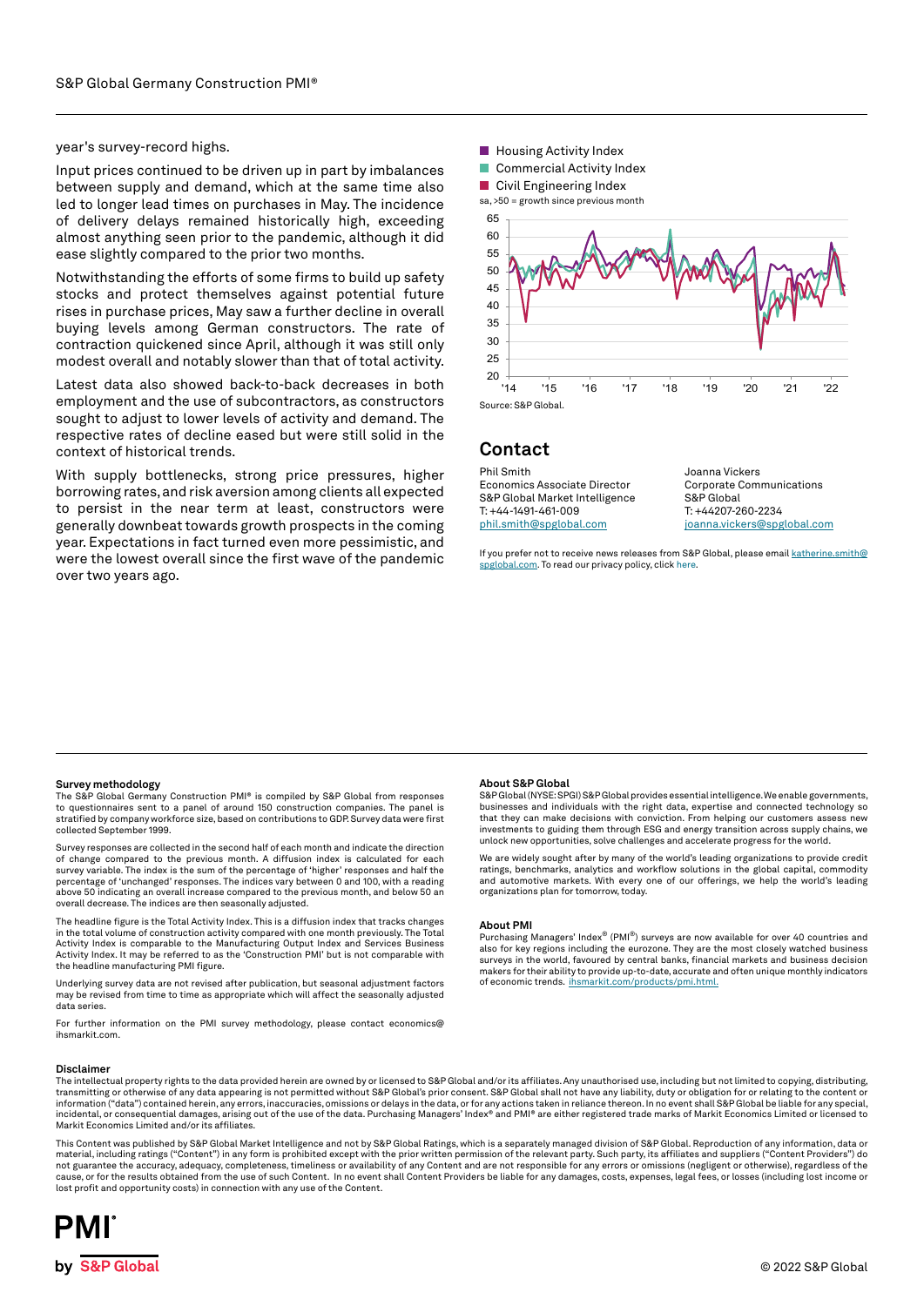year's survey-record highs.

Input prices continued to be driven up in part by imbalances between supply and demand, which at the same time also led to longer lead times on purchases in May. The incidence of delivery delays remained historically high, exceeding almost anything seen prior to the pandemic, although it did ease slightly compared to the prior two months.

Notwithstanding the efforts of some firms to build up safety stocks and protect themselves against potential future rises in purchase prices, May saw a further decline in overall buying levels among German constructors. The rate of contraction quickened since April, although it was still only modest overall and notably slower than that of total activity.

Latest data also showed back-to-back decreases in both employment and the use of subcontractors, as constructors sought to adjust to lower levels of activity and demand. The respective rates of decline eased but were still solid in the context of historical trends.

With supply bottlenecks, strong price pressures, higher borrowing rates, and risk aversion among clients all expected to persist in the near term at least, constructors were generally downbeat towards growth prospects in the coming year. Expectations in fact turned even more pessimistic, and were the lowest overall since the first wave of the pandemic over two years ago.

Housing Activity Index
Commercial Activity Index
Civil Engineering Index
sa, >50 = growth since previous month

65
60
55
50
45
40
35
30
25
20
'14 '15 '16 '17 '18 '19 '20 '21 '22

Source: S&P Global.

## Contact

Phil Smith
Economics Associate Director
S&P Global Market Intelligence
T: +44-1491-461-009
phil.smith@spglobal.com

Joanna Vickers
Corporate Communications
S&P Global
T: +44207-260-2234
joanna.vickers@spglobal.com

If you prefer not to receive news releases from S&P Global, please email katherine.smith@spglobal.com. To read our privacy policy, click here.

### Survey methodology

The S&P Global Germany Construction PMI® is compiled by S&P Global from responses to questionnaires sent to a panel of around 150 construction companies. The panel is stratified by company workforce size, based on contributions to GDP. Survey data were first collected September 1999.

Survey responses are collected in the second half of each month and indicate the direction of change compared to the previous month. A diffusion index is calculated for each survey variable. The index is the sum of the percentage of 'higher' responses and half the percentage of 'unchanged' responses. The indices vary between 0 and 100, with a reading above 50 indicating an overall increase compared to the previous month, and below 50 an overall decrease. The indices are then seasonally adjusted.

The headline figure is the Total Activity Index. This is a diffusion index that tracks changes in the total volume of construction activity compared with one month previously. The Total Activity Index is comparable to the Manufacturing Output Index and Services Business Activity Index. It may be referred to as the 'Construction PMI' but is not comparable with the headline manufacturing PMI figure.

Underlying survey data are not revised after publication, but seasonal adjustment factors may be revised from time to time as appropriate which will affect the seasonally adjusted data series.

For further information on the PMI survey methodology, please contact economics@ihsmarkit.com.

### About S&P Global

S&P Global (NYSE: SPGI) S&P Global provides essential intelligence. We enable governments, businesses and individuals with the right data, expertise and connected technology so that they can make decisions with conviction. From helping our customers assess new investments to guiding them through ESG and energy transition across supply chains, we unlock new opportunities, solve challenges and accelerate progress for the world.

We are widely sought after by many of the world's leading organizations to provide credit ratings, benchmarks, analytics and workflow solutions in the global capital, commodity and automotive markets. With every one of our offerings, we help the world's leading organizations plan for tomorrow, today.

### About PMI

Purchasing Managers' Index® (PMI®) surveys are now available for over 40 countries and also for key regions including the eurozone. They are the most closely watched business surveys in the world, favoured by central banks, financial markets and business decision makers for their ability to provide up-to-date, accurate and often unique monthly indicators of economic trends. ihsmarkit.com/products/pmi.html.

### Disclaimer

The intellectual property rights to the data provided herein are owned by or licensed to S&P Global and/or its affiliates. Any unauthorised use, including but not limited to copying, distributing, transmitting or otherwise of any data appearing is not permitted without S&P Global's prior consent. S&P Global shall not have any liability, duty or obligation for or relating to the content or information ("data") contained herein, any errors, inaccuracies, omissions or delays in the data, or for any actions taken in reliance thereon. In no event shall S&P Global be liable for any special, incidental, or consequential damages, arising out of the use of the data. Purchasing Managers' Index® and PMI® are either registered trade marks of Markit Economics Limited or licensed to Markit Economics Limited and/or its affiliates.

This Content was published by S&P Global Market Intelligence and not by S&P Global Ratings, which is a separately managed division of S&P Global. Reproduction of any information, data or material, including ratings ("Content") in any form is prohibited except with the prior written permission of the relevant party. Such party, its affiliates and suppliers ("Content Providers") do not guarantee the accuracy, adequacy, completeness, timeliness or availability of any Content and are not responsible for any errors or omissions (negligent or otherwise), regardless of the cause, or for the results obtained from the use of such Content. In no event shall Content Providers be liable for any damages, costs, expenses, legal fees, or losses (including lost income or lost profit and opportunity costs) in connection with any use of the Content.

PMI by S&P Global

© 2022 S&P Global